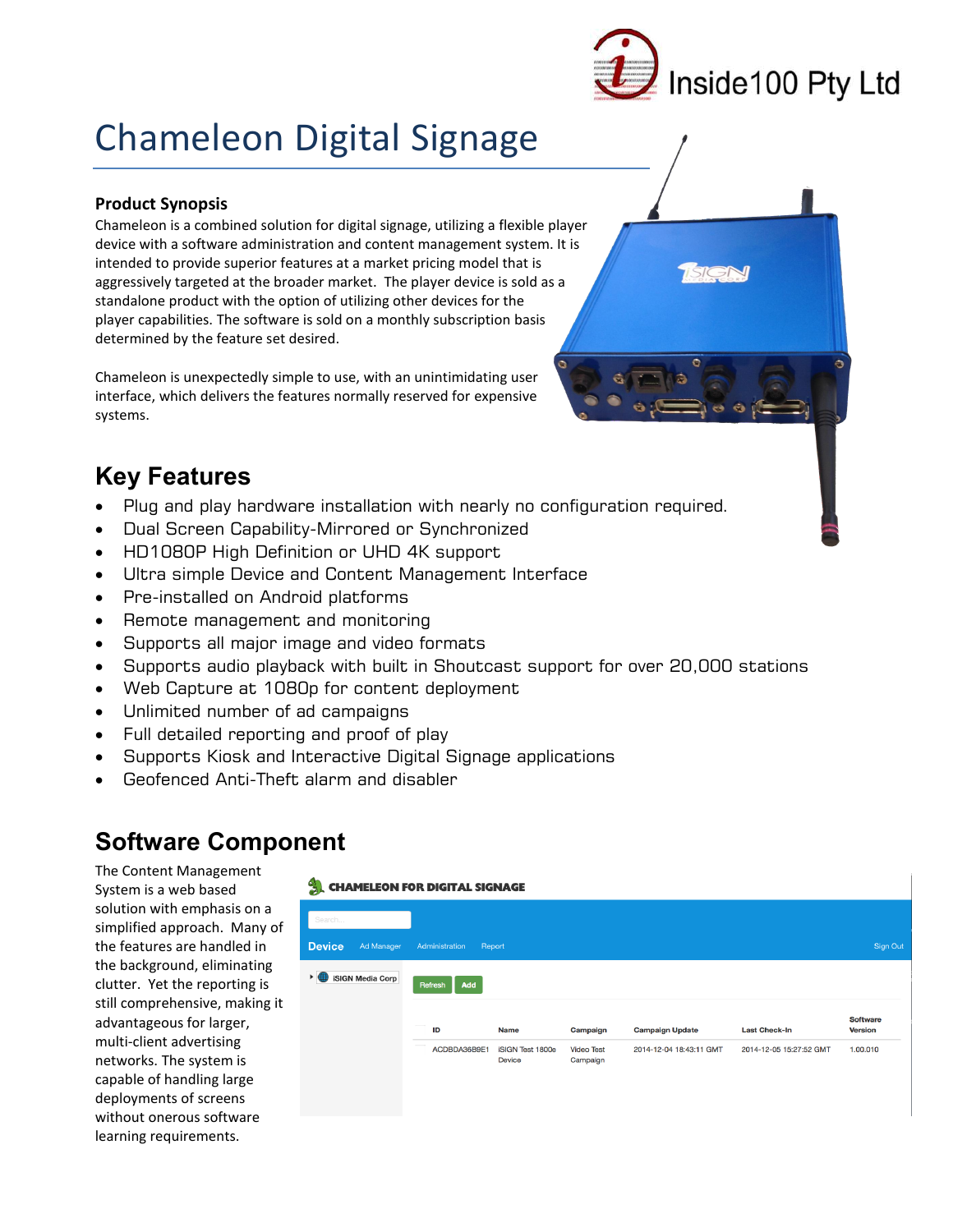Inside100 Pty Ltd

# Chameleon Digital Signage

### Product Synopsis

Chameleon is a combined solution for digital signage, utilizing a flexible player device with a software administration and content management system. It is intended to provide superior features at a market pricing model that is aggressively targeted at the broader market. The player device is sold as a standalone product with the option of utilizing other devices for the player capabilities. The software is sold on a monthly subscription basis determined by the feature set desired.

Chameleon is unexpectedly simple to use, with an unintimidating user interface, which delivers the features normally reserved for expensive systems.

## Key Features

- Plug and play hardware installation with nearly no configuration required.
- Dual Screen Capability-Mirrored or Synchronized
- HD1080P High Definition or UHD 4K support
- Ultra simple Device and Content Management Interface
- Pre-installed on Android platforms
- Remote management and monitoring
- Supports all major image and video formats
- Supports audio playback with built in Shoutcast support for over 20,000 stations
- Web Capture at 1080p for content deployment
- Unlimited number of ad campaigns
- Full detailed reporting and proof of play
- Supports Kiosk and Interactive Digital Signage applications
- Geofenced Anti-Theft alarm and disabler

## Software Component

The Content Management System is a web based solution with emphasis on a simplified approach. Many of the features are handled in the background, eliminating clutter. Yet the reporting is still comprehensive, making it advantageous for larger, multi-client advertising networks. The system is capable of handling large deployments of screens without onerous software learning requirements.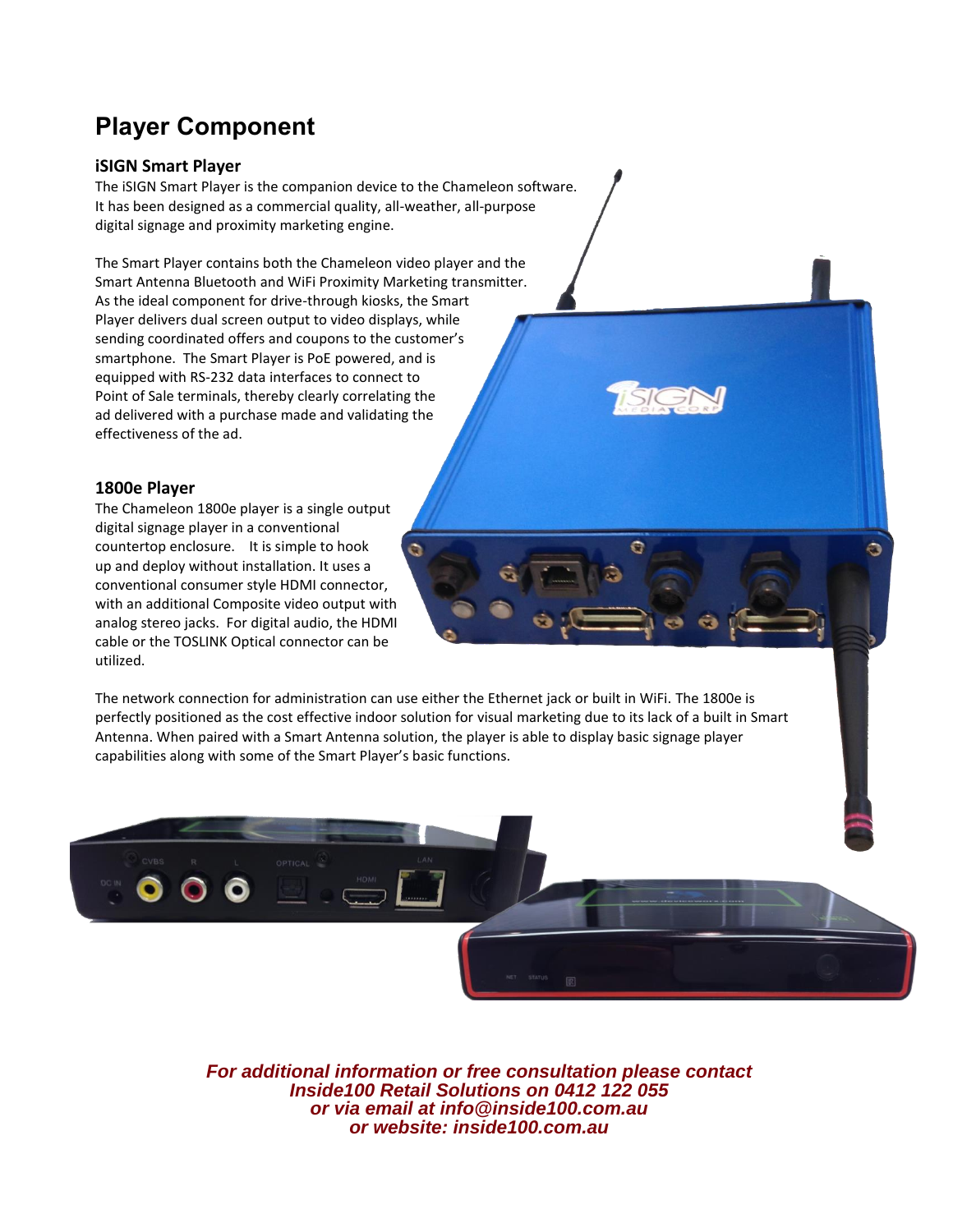# Player Component

### iSIGN Smart Player

The iSIGN Smart Player is the companion device to the Chameleon software. It has been designed as a commercial quality, all-weather, all-purpose digital signage and proximity marketing engine.

The Smart Player contains both the Chameleon video player and the Smart Antenna Bluetooth and WiFi Proximity Marketing transmitter. As the ideal component for drive-through kiosks, the Smart Player delivers dual screen output to video displays, while sending coordinated offers and coupons to the customer's smartphone. The Smart Player is PoE powered, and is equipped with RS-232 data interfaces to connect to Point of Sale terminals, thereby clearly correlating the ad delivered with a purchase made and validating the effectiveness of the ad.

### 1800e Player

The Chameleon 1800e player is a single output digital signage player in a conventional countertop enclosure. It is simple to hook up and deploy without installation. It uses a conventional consumer style HDMI connector, with an additional Composite video output with analog stereo jacks. For digital audio, the HDMI cable or the TOSLINK Optical connector can be utilized.

The network connection for administration can use either the Ethernet jack or built in WiFi. The 1800e is perfectly positioned as the cost effective indoor solution for visual marketing due to its lack of a built in Smart Antenna. When paired with a Smart Antenna solution, the player is able to display basic signage player capabilities along with some of the Smart Player's basic functions.

***For additional information or free consultation please contact***
***Inside100 Retail Solutions on 0412 122 055***
***or via email at info@inside100.com.au***
***or website: inside100.com.au***